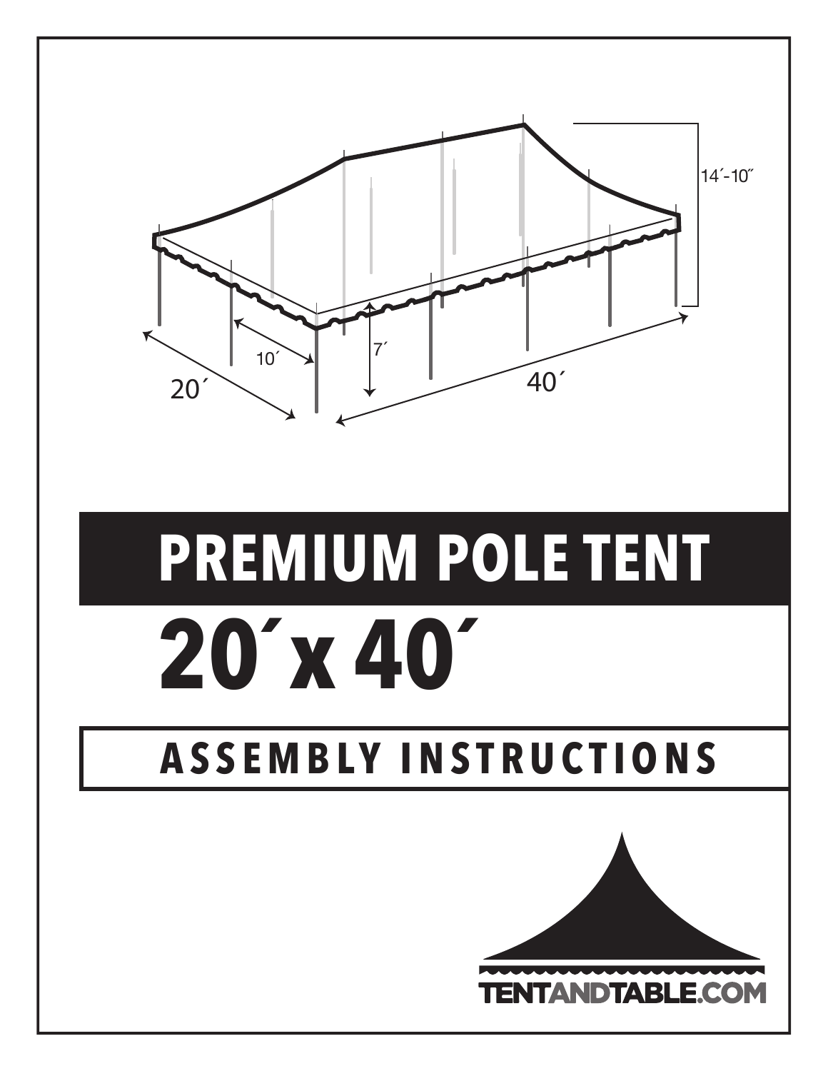# PREMIUM POLE TENT

# 20´ x 40´

## ASSEMBLY INSTRUCTIONS

TENTANDTABLE.COM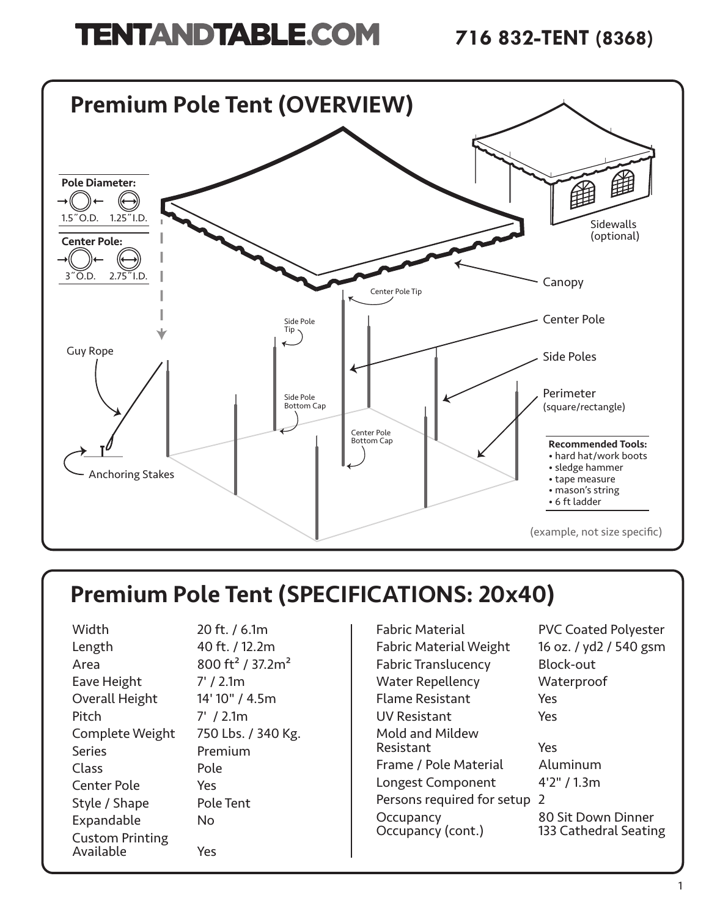# TENTANDTABLE.COM

**716 832-TENT (8368)**

## Premium Pole Tent (OVERVIEW)

**Pole Diameter:**
1.5″O.D. 1.25″I.D.

**Center Pole:**
3″O.D. 2.75″I.D.

Sidewalls (optional)

Canopy

Center Pole Tip

Side Pole Tip

Center Pole

Side Poles

Guy Rope

Side Pole Bottom Cap

Perimeter (square/rectangle)

Center Pole Bottom Cap

Anchoring Stakes

**Recommended Tools:**
- hard hat/work boots
- sledge hammer
- tape measure
- mason's string
- 6 ft ladder

(example, not size specific)

## Premium Pole Tent (SPECIFICATIONS: 20x40)

| | |
|---|---|
| Width | 20 ft. / 6.1m |
| Length | 40 ft. / 12.2m |
| Area | 800 ft² / 37.2m² |
| Eave Height | 7' / 2.1m |
| Overall Height | 14' 10" / 4.5m |
| Pitch | 7' / 2.1m |
| Complete Weight | 750 Lbs. / 340 Kg. |
| Series | Premium |
| Class | Pole |
| Center Pole | Yes |
| Style / Shape | Pole Tent |
| Expandable | No |
| Custom Printing Available | Yes |

| | |
|---|---|
| Fabric Material | PVC Coated Polyester |
| Fabric Material Weight | 16 oz. / yd2 / 540 gsm |
| Fabric Translucency | Block-out |
| Water Repellency | Waterproof |
| Flame Resistant | Yes |
| UV Resistant | Yes |
| Mold and Mildew Resistant | Yes |
| Frame / Pole Material | Aluminum |
| Longest Component | 4'2" / 1.3m |
| Persons required for setup | 2 |
| Occupancy | 80 Sit Down Dinner |
| Occupancy (cont.) | 133 Cathedral Seating |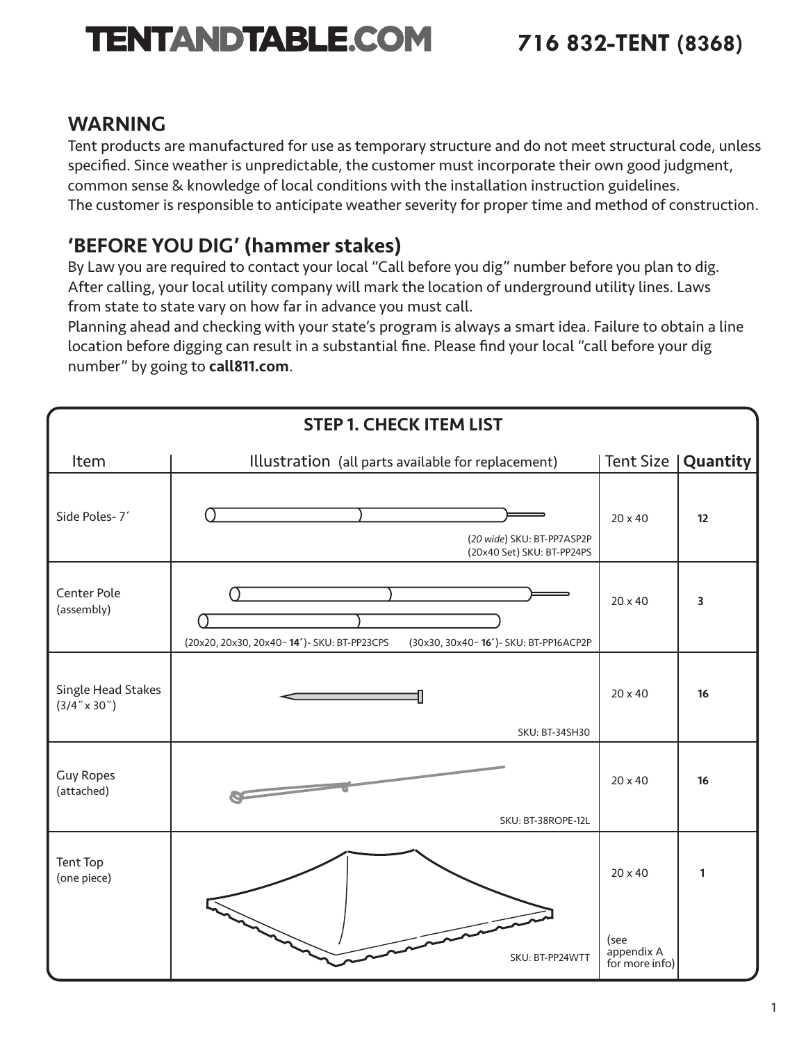# TENTANDTABLE.COM

**716 832-TENT (8368)**

## WARNING

Tent products are manufactured for use as temporary structure and do not meet structural code, unless specified. Since weather is unpredictable, the customer must incorporate their own good judgment, common sense & knowledge of local conditions with the installation instruction guidelines.
The customer is responsible to anticipate weather severity for proper time and method of construction.

## 'BEFORE YOU DIG' (hammer stakes)

By Law you are required to contact your local "Call before you dig" number before you plan to dig. After calling, your local utility company will mark the location of underground utility lines. Laws from state to state vary on how far in advance you must call.
Planning ahead and checking with your state's program is always a smart idea. Failure to obtain a line location before digging can result in a substantial fine. Please find your local "call before your dig number" by going to **call811.com**.

### STEP 1. CHECK ITEM LIST

| Item | Illustration (all parts available for replacement) | Tent Size | **Quantity** |
|---|---|---|---|
| Side Poles- 7´ | (*20 wide*) SKU: BT-PP7ASP2P<br>(20x40 Set) SKU: BT-PP24PS | 20 x 40 | **12** |
| Center Pole (assembly) | (20x20, 20x30, 20x40– **14´**)- SKU: BT-PP23CPS (30x30, 30x40– **16´**)- SKU: BT-PP16ACP2P | 20 x 40 | **3** |
| Single Head Stakes (3/4″ x 30″) | SKU: BT-34SH30 | 20 x 40 | **16** |
| Guy Ropes (attached) | SKU: BT-38ROPE-12L | 20 x 40 | **16** |
| Tent Top (one piece) | SKU: BT-PP24WTT | 20 x 40<br>(see appendix A for more info) | **1** |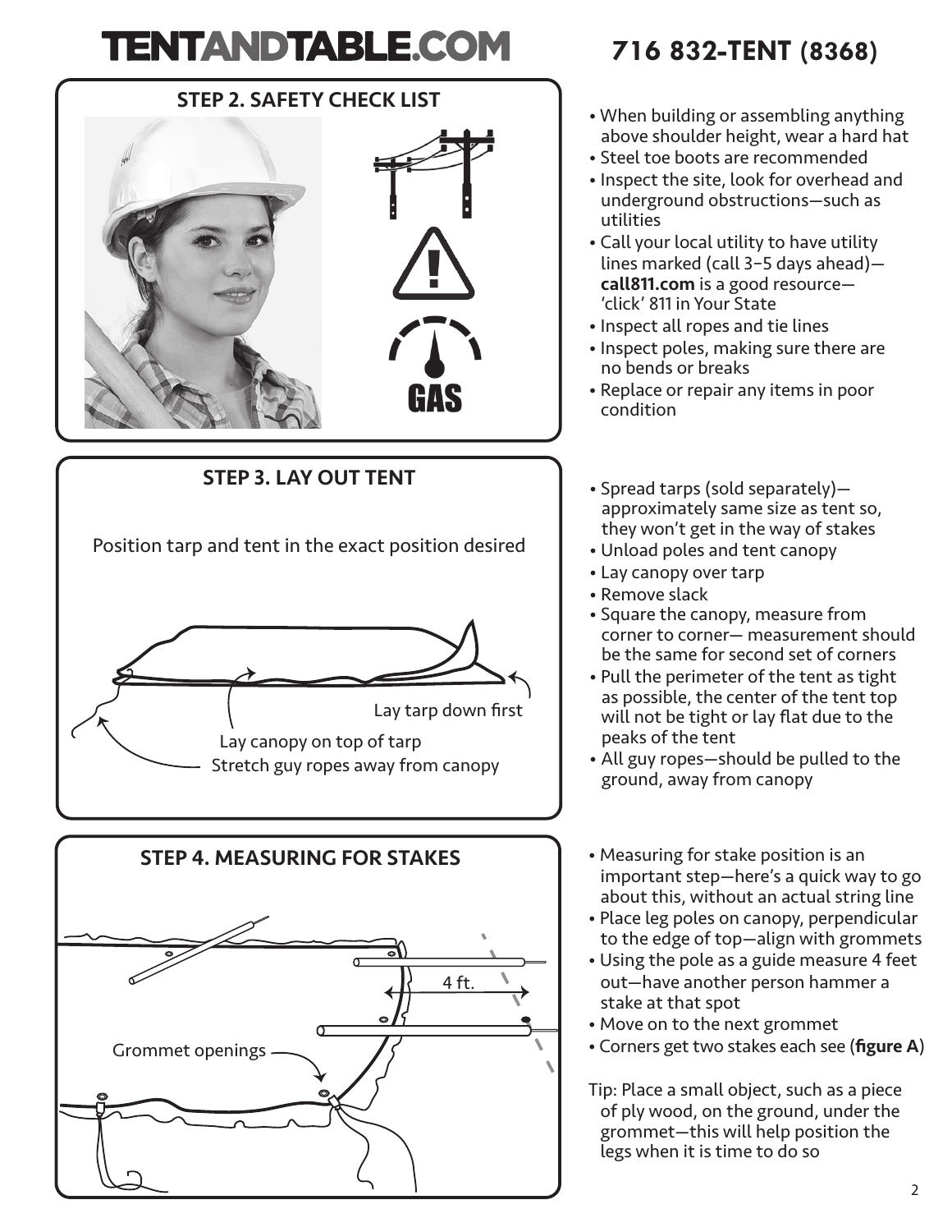# TENTANDTABLE.COM

**716 832-TENT (8368)**

## STEP 2. SAFETY CHECK LIST

GAS

- When building or assembling anything above shoulder height, wear a hard hat
- Steel toe boots are recommended
- Inspect the site, look for overhead and underground obstructions—such as utilities
- Call your local utility to have utility lines marked (call 3–5 days ahead)—**call811.com** is a good resource—'click' 811 in Your State
- Inspect all ropes and tie lines
- Inspect poles, making sure there are no bends or breaks
- Replace or repair any items in poor condition

## STEP 3. LAY OUT TENT

Position tarp and tent in the exact position desired

Lay tarp down first

Lay canopy on top of tarp

Stretch guy ropes away from canopy

- Spread tarps (sold separately)—approximately same size as tent so, they won't get in the way of stakes
- Unload poles and tent canopy
- Lay canopy over tarp
- Remove slack
- Square the canopy, measure from corner to corner— measurement should be the same for second set of corners
- Pull the perimeter of the tent as tight as possible, the center of the tent top will not be tight or lay flat due to the peaks of the tent
- All guy ropes—should be pulled to the ground, away from canopy

## STEP 4. MEASURING FOR STAKES

4 ft.

Grommet openings

- Measuring for stake position is an important step—here's a quick way to go about this, without an actual string line
- Place leg poles on canopy, perpendicular to the edge of top—align with grommets
- Using the pole as a guide measure 4 feet out—have another person hammer a stake at that spot
- Move on to the next grommet
- Corners get two stakes each see (**figure A**)

Tip: Place a small object, such as a piece of ply wood, on the ground, under the grommet—this will help position the legs when it is time to do so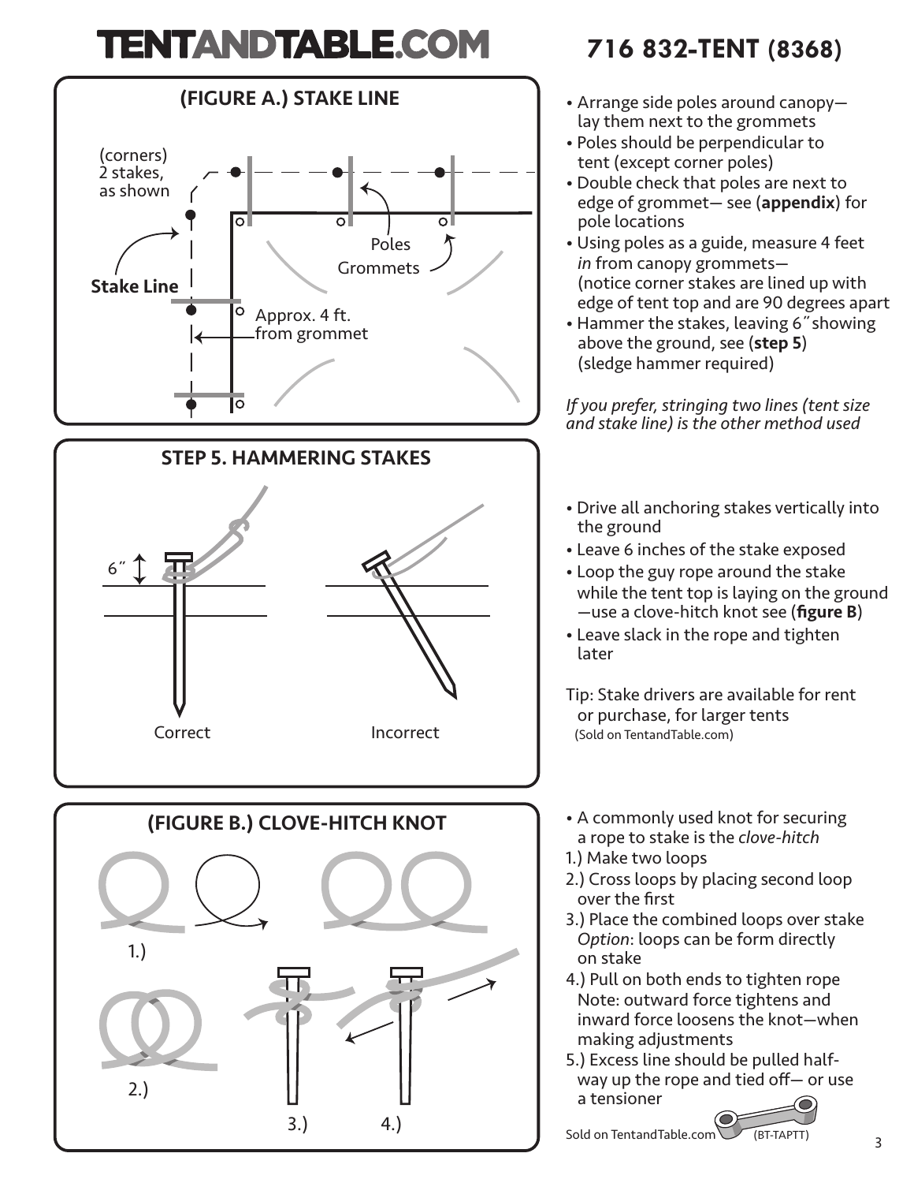# TENTANDTABLE.COM

## 716 832-TENT (8368)

### (FIGURE A.) STAKE LINE

(corners) 2 stakes, as shown

Poles

Grommets

Stake Line

Approx. 4 ft. from grommet

- Arrange side poles around canopy— lay them next to the grommets
- Poles should be perpendicular to tent (except corner poles)
- Double check that poles are next to edge of grommet— see (**appendix**) for pole locations
- Using poles as a guide, measure 4 feet *in* from canopy grommets— (notice corner stakes are lined up with edge of tent top and are 90 degrees apart
- Hammer the stakes, leaving 6″ showing above the ground, see (**step 5**) (sledge hammer required)

*If you prefer, stringing two lines (tent size and stake line) is the other method used*

### STEP 5. HAMMERING STAKES

6″

Correct

Incorrect

- Drive all anchoring stakes vertically into the ground
- Leave 6 inches of the stake exposed
- Loop the guy rope around the stake while the tent top is laying on the ground —use a clove-hitch knot see (**figure B**)
- Leave slack in the rope and tighten later

Tip: Stake drivers are available for rent or purchase, for larger tents (Sold on TentandTable.com)

### (FIGURE B.) CLOVE-HITCH KNOT

1.)

2.)

3.)

4.)

- A commonly used knot for securing a rope to stake is the *clove-hitch*

1.) Make two loops
2.) Cross loops by placing second loop over the first
3.) Place the combined loops over stake *Option*: loops can be form directly on stake
4.) Pull on both ends to tighten rope Note: outward force tightens and inward force loosens the knot—when making adjustments
5.) Excess line should be pulled half-way up the rope and tied off— or use a tensioner

Sold on TentandTable.com (BT-TAPTT)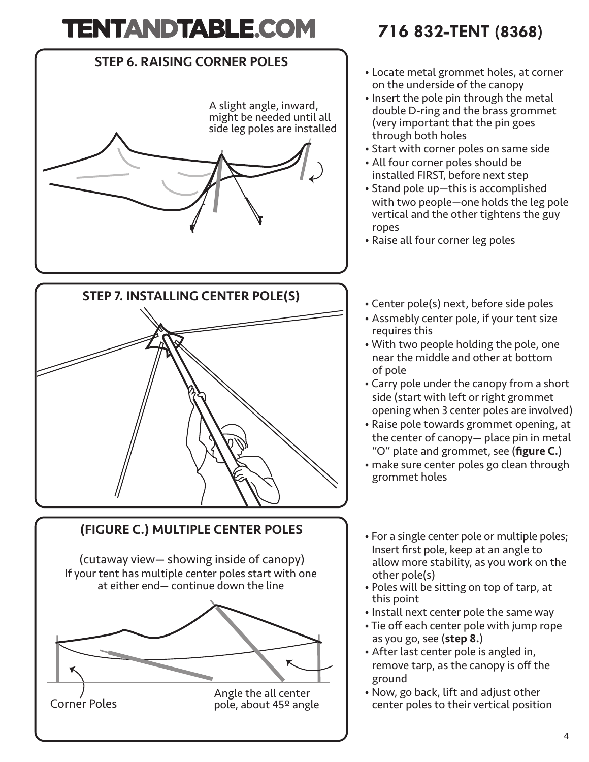## STEP 6. RAISING CORNER POLES

A slight angle, inward, might be needed until all side leg poles are installed

- Locate metal grommet holes, at corner on the underside of the canopy
- Insert the pole pin through the metal double D-ring and the brass grommet (very important that the pin goes through both holes
- Start with corner poles on same side
- All four corner poles should be installed FIRST, before next step
- Stand pole up—this is accomplished with two people—one holds the leg pole vertical and the other tightens the guy ropes
- Raise all four corner leg poles

## STEP 7. INSTALLING CENTER POLE(S)

- Center pole(s) next, before side poles
- Assmebly center pole, if your tent size requires this
- With two people holding the pole, one near the middle and other at bottom of pole
- Carry pole under the canopy from a short side (start with left or right grommet opening when 3 center poles are involved)
- Raise pole towards grommet opening, at the center of canopy— place pin in metal "O" plate and grommet, see (**figure C.**)
- make sure center poles go clean through grommet holes

## (FIGURE C.) MULTIPLE CENTER POLES

(cutaway view— showing inside of canopy)
If your tent has multiple center poles start with one at either end— continue down the line

Corner Poles

Angle the all center pole, about 45º angle

- For a single center pole or multiple poles; Insert first pole, keep at an angle to allow more stability, as you work on the other pole(s)
- Poles will be sitting on top of tarp, at this point
- Install next center pole the same way
- Tie off each center pole with jump rope as you go, see (**step 8.**)
- After last center pole is angled in, remove tarp, as the canopy is off the ground
- Now, go back, lift and adjust other center poles to their vertical position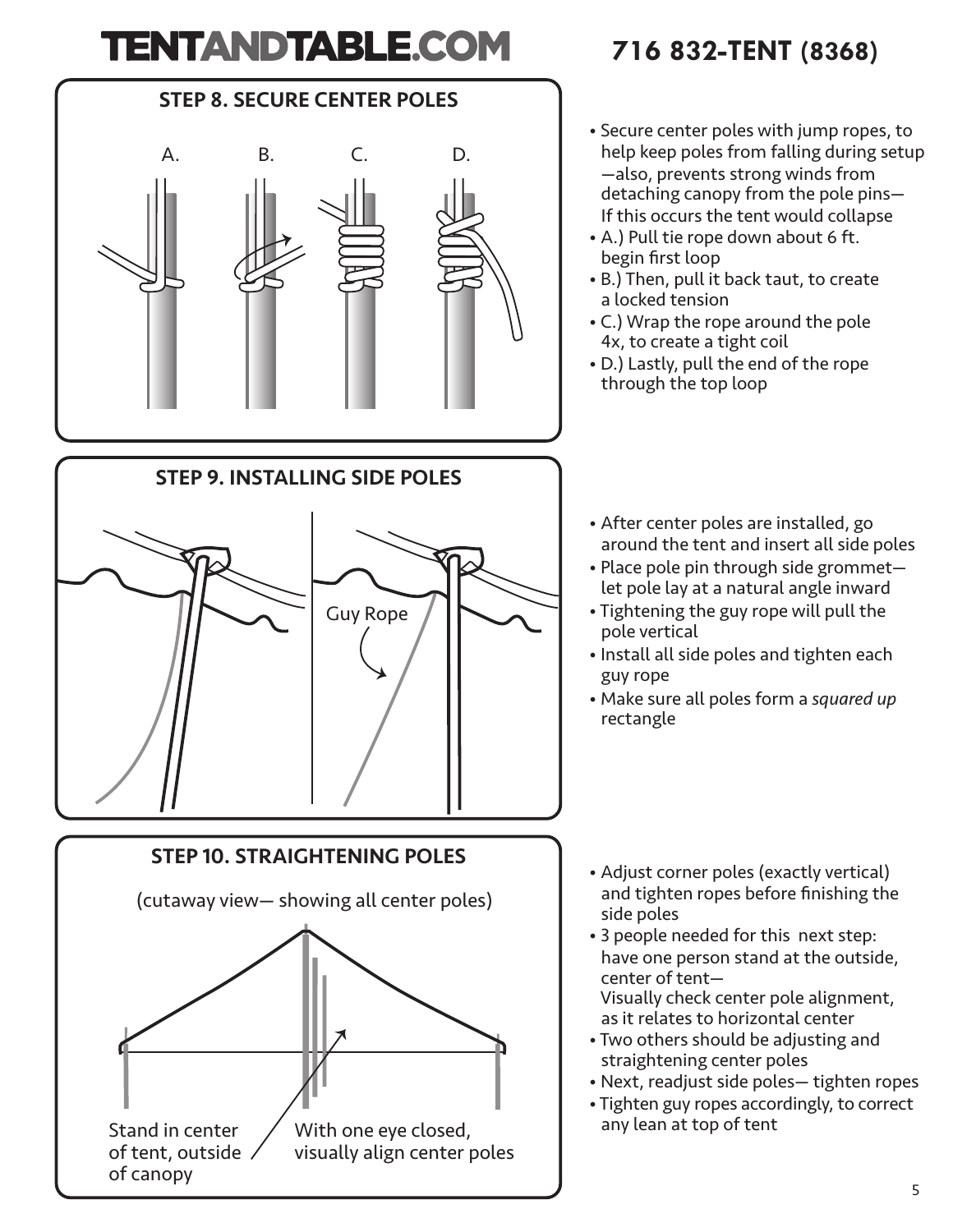# TENTANDTABLE.COM

**716 832-TENT (8368)**

## STEP 8. SECURE CENTER POLES

A. B. C. D.

- Secure center poles with jump ropes, to help keep poles from falling during setup —also, prevents strong winds from detaching canopy from the pole pins— If this occurs the tent would collapse
- A.) Pull tie rope down about 6 ft. begin first loop
- B.) Then, pull it back taut, to create a locked tension
- C.) Wrap the rope around the pole 4x, to create a tight coil
- D.) Lastly, pull the end of the rope through the top loop

## STEP 9. INSTALLING SIDE POLES

Guy Rope

- After center poles are installed, go around the tent and insert all side poles
- Place pole pin through side grommet— let pole lay at a natural angle inward
- Tightening the guy rope will pull the pole vertical
- Install all side poles and tighten each guy rope
- Make sure all poles form a *squared up* rectangle

## STEP 10. STRAIGHTENING POLES

(cutaway view— showing all center poles)

Stand in center of tent, outside of canopy

With one eye closed, visually align center poles

- Adjust corner poles (exactly vertical) and tighten ropes before finishing the side poles
- 3 people needed for this next step: have one person stand at the outside, center of tent— Visually check center pole alignment, as it relates to horizontal center
- Two others should be adjusting and straightening center poles
- Next, readjust side poles— tighten ropes
- Tighten guy ropes accordingly, to correct any lean at top of tent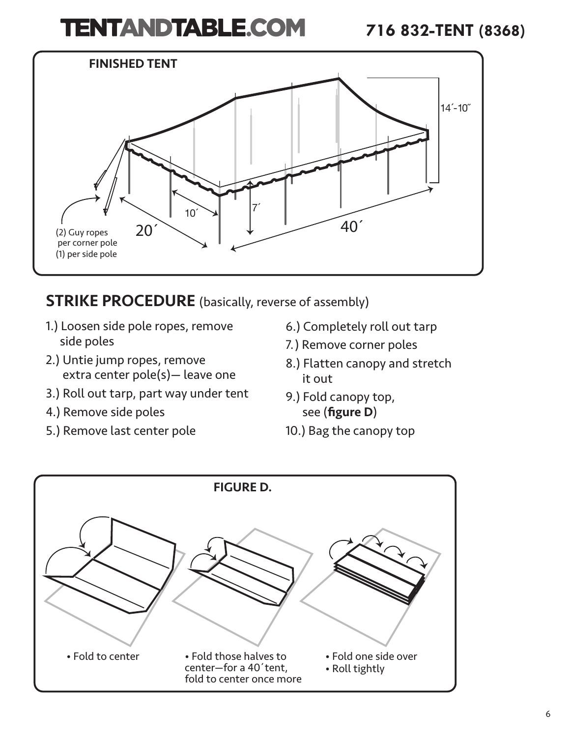# TENTANDTABLE.COM

**716 832-TENT (8368)**

**FINISHED TENT**

14´-10˝

10´

7´

20´

40´

(2) Guy ropes per corner pole (1) per side pole

## STRIKE PROCEDURE (basically, reverse of assembly)

1.) Loosen side pole ropes, remove side poles
2.) Untie jump ropes, remove extra center pole(s)— leave one
3.) Roll out tarp, part way under tent
4.) Remove side poles
5.) Remove last center pole
6.) Completely roll out tarp
7.) Remove corner poles
8.) Flatten canopy and stretch it out
9.) Fold canopy top, see (**figure D**)
10.) Bag the canopy top

**FIGURE D.**

- Fold to center
- Fold those halves to center—for a 40´tent, fold to center once more
- Fold one side over
- Roll tightly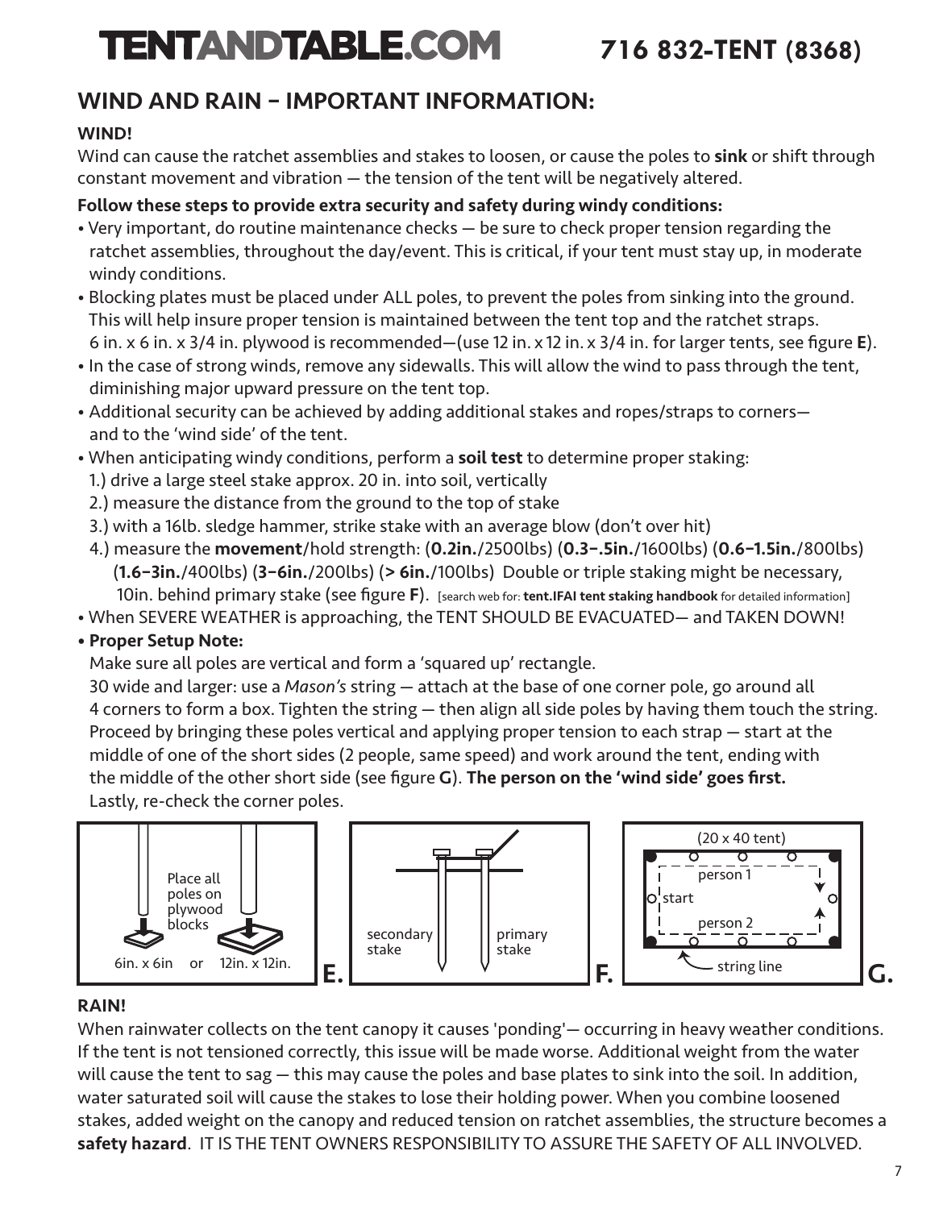# TENTANDTABLE.COM 716 832-TENT (8368)

## WIND AND RAIN – IMPORTANT INFORMATION:

### WIND!

Wind can cause the ratchet assemblies and stakes to loosen, or cause the poles to **sink** or shift through constant movement and vibration — the tension of the tent will be negatively altered.

**Follow these steps to provide extra security and safety during windy conditions:**

- Very important, do routine maintenance checks — be sure to check proper tension regarding the ratchet assemblies, throughout the day/event. This is critical, if your tent must stay up, in moderate windy conditions.
- Blocking plates must be placed under ALL poles, to prevent the poles from sinking into the ground. This will help insure proper tension is maintained between the tent top and the ratchet straps. 6 in. x 6 in. x 3/4 in. plywood is recommended—(use 12 in. x 12 in. x 3/4 in. for larger tents, see figure **E**).
- In the case of strong winds, remove any sidewalls. This will allow the wind to pass through the tent, diminishing major upward pressure on the tent top.
- Additional security can be achieved by adding additional stakes and ropes/straps to corners— and to the 'wind side' of the tent.
- When anticipating windy conditions, perform a **soil test** to determine proper staking:
  1.) drive a large steel stake approx. 20 in. into soil, vertically
  2.) measure the distance from the ground to the top of stake
  3.) with a 16lb. sledge hammer, strike stake with an average blow (don't over hit)
  4.) measure the **movement**/hold strength: (**0.2in.**/2500lbs) (**0.3–.5in.**/1600lbs) (**0.6–1.5in.**/800lbs) (**1.6–3in.**/400lbs) (**3–6in.**/200lbs) (**> 6in.**/100lbs) Double or triple staking might be necessary, 10in. behind primary stake (see figure **F**). [search web for: **tent.IFAI tent staking handbook** for detailed information]
- When SEVERE WEATHER is approaching, the TENT SHOULD BE EVACUATED— and TAKEN DOWN!
- **Proper Setup Note:**
  Make sure all poles are vertical and form a 'squared up' rectangle.
  30 wide and larger: use a *Mason's* string — attach at the base of one corner pole, go around all 4 corners to form a box. Tighten the string — then align all side poles by having them touch the string. Proceed by bringing these poles vertical and applying proper tension to each strap — start at the middle of one of the short sides (2 people, same speed) and work around the tent, ending with the middle of the other short side (see figure **G**). **The person on the 'wind side' goes first.**
  Lastly, re-check the corner poles.

Place all poles on plywood blocks — 6in. x 6in or 12in. x 12in.

**E.**

secondary stake — primary stake

**F.**

(20 x 40 tent) — person 1 — start — person 2 — string line

**G.**

### RAIN!

When rainwater collects on the tent canopy it causes 'ponding'— occurring in heavy weather conditions. If the tent is not tensioned correctly, this issue will be made worse. Additional weight from the water will cause the tent to sag — this may cause the poles and base plates to sink into the soil. In addition, water saturated soil will cause the stakes to lose their holding power. When you combine loosened stakes, added weight on the canopy and reduced tension on ratchet assemblies, the structure becomes a **safety hazard**. IT IS THE TENT OWNERS RESPONSIBILITY TO ASSURE THE SAFETY OF ALL INVOLVED.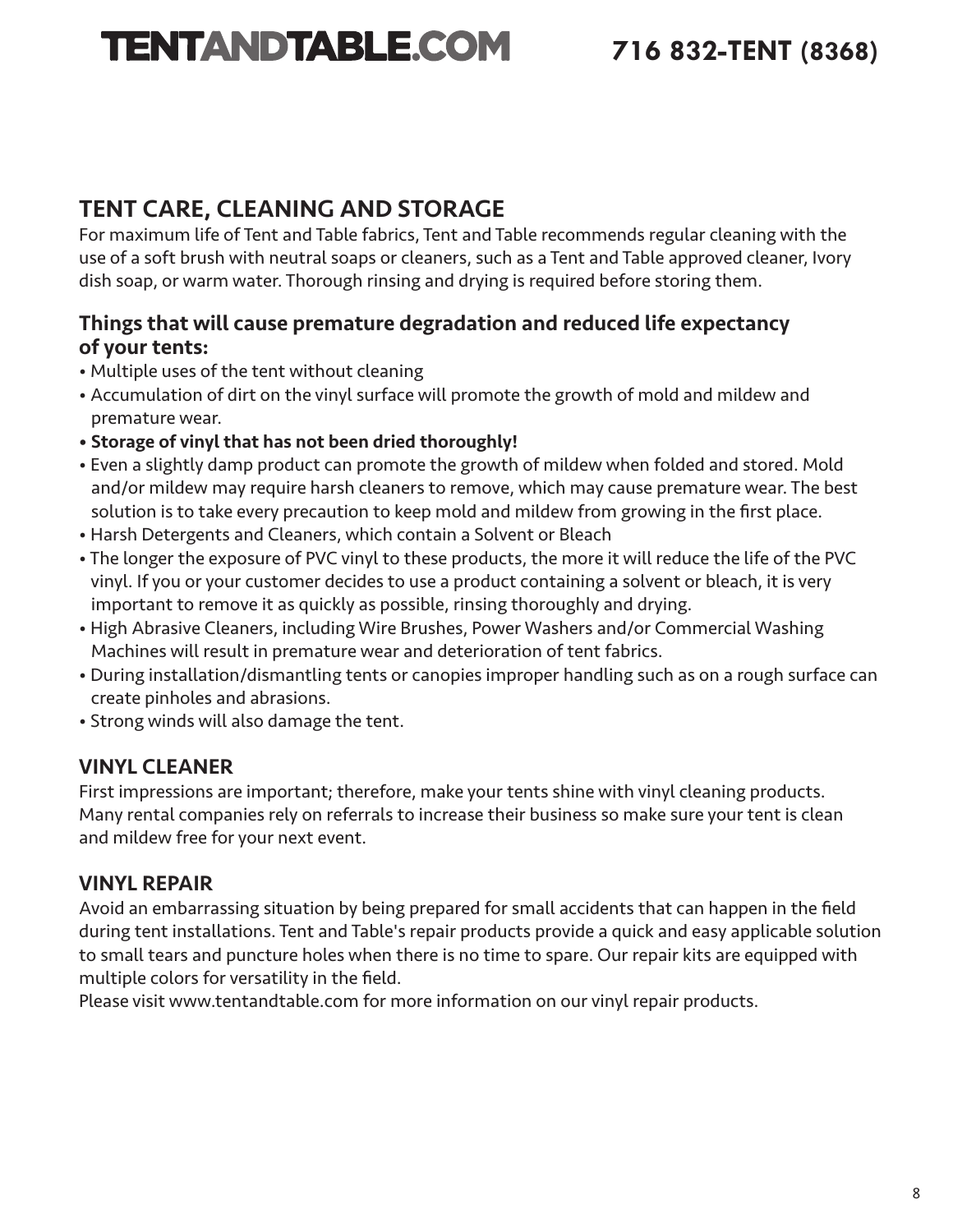## TENT CARE, CLEANING AND STORAGE

For maximum life of Tent and Table fabrics, Tent and Table recommends regular cleaning with the use of a soft brush with neutral soaps or cleaners, such as a Tent and Table approved cleaner, Ivory dish soap, or warm water. Thorough rinsing and drying is required before storing them.

### Things that will cause premature degradation and reduced life expectancy of your tents:

- Multiple uses of the tent without cleaning
- Accumulation of dirt on the vinyl surface will promote the growth of mold and mildew and premature wear.
- **Storage of vinyl that has not been dried thoroughly!**
- Even a slightly damp product can promote the growth of mildew when folded and stored. Mold and/or mildew may require harsh cleaners to remove, which may cause premature wear. The best solution is to take every precaution to keep mold and mildew from growing in the first place.
- Harsh Detergents and Cleaners, which contain a Solvent or Bleach
- The longer the exposure of PVC vinyl to these products, the more it will reduce the life of the PVC vinyl. If you or your customer decides to use a product containing a solvent or bleach, it is very important to remove it as quickly as possible, rinsing thoroughly and drying.
- High Abrasive Cleaners, including Wire Brushes, Power Washers and/or Commercial Washing Machines will result in premature wear and deterioration of tent fabrics.
- During installation/dismantling tents or canopies improper handling such as on a rough surface can create pinholes and abrasions.
- Strong winds will also damage the tent.

### VINYL CLEANER

First impressions are important; therefore, make your tents shine with vinyl cleaning products. Many rental companies rely on referrals to increase their business so make sure your tent is clean and mildew free for your next event.

### VINYL REPAIR

Avoid an embarrassing situation by being prepared for small accidents that can happen in the field during tent installations. Tent and Table's repair products provide a quick and easy applicable solution to small tears and puncture holes when there is no time to spare. Our repair kits are equipped with multiple colors for versatility in the field.

Please visit www.tentandtable.com for more information on our vinyl repair products.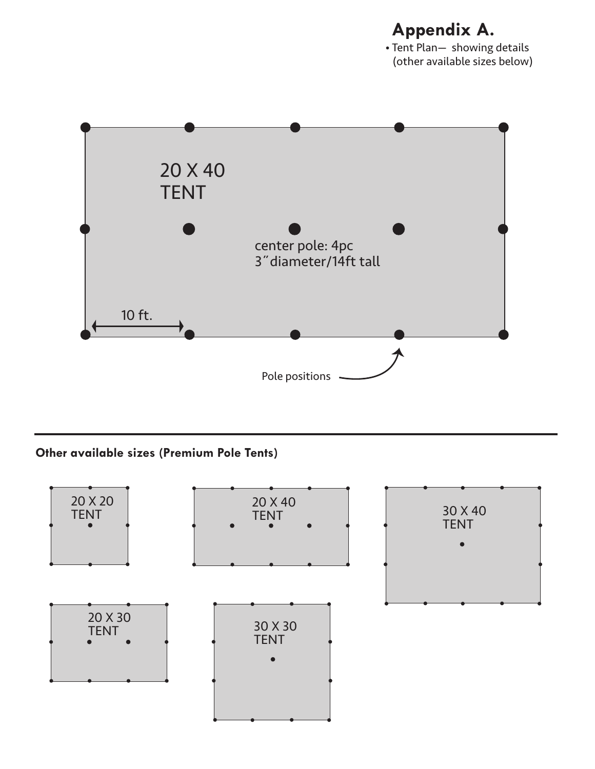## Appendix A.

- Tent Plan— showing details (other available sizes below)

20 X 40
TENT

center pole: 4pc
3″diameter/14ft tall

10 ft.

Pole positions

**Other available sizes (Premium Pole Tents)**

20 X 20
TENT

20 X 40
TENT

30 X 40
TENT

20 X 30
TENT

30 X 30
TENT